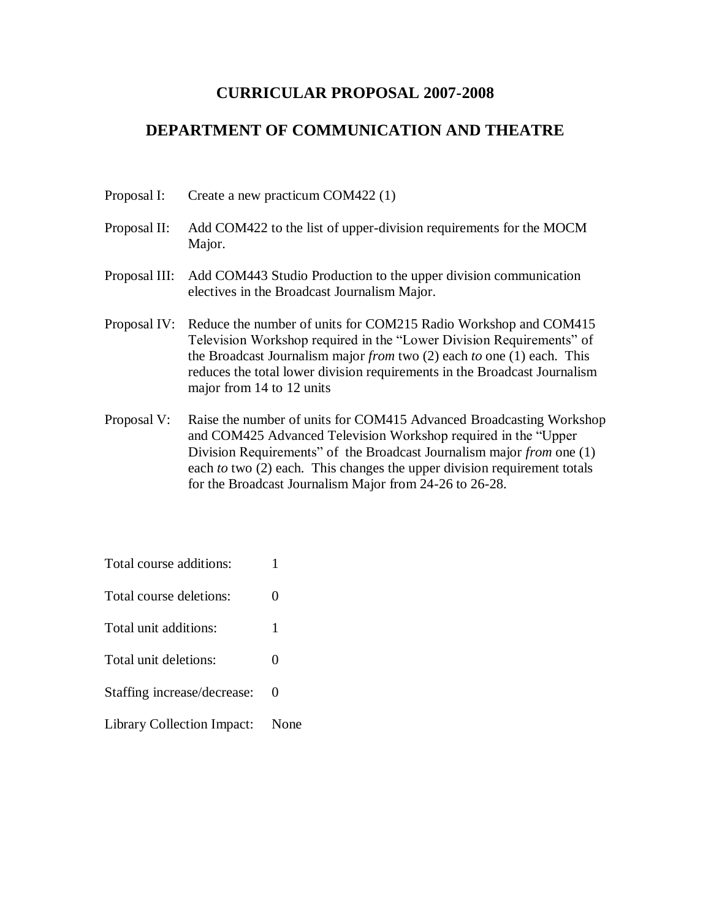# CURRICULAR PROPOSAL 2007-2008

## DEPARTMENT OF COMMUNICATION AND THEATRE

Proposal I: Create a new practicum COM422 (1)

Proposal II: Add COM422 to the list of upper-division requirements for the MOCM Major.

Proposal III: Add COM443 Studio Production to the upper division communication electives in the Broadcast Journalism Major.

Proposal IV: Reduce the number of units for COM215 Radio Workshop and COM415 Television Workshop required in the "Lower Division Requirements" of the Broadcast Journalism major *from* two (2) each *to* one (1) each. This reduces the total lower division requirements in the Broadcast Journalism major from 14 to 12 units

Proposal V: Raise the number of units for COM415 Advanced Broadcasting Workshop and COM425 Advanced Television Workshop required in the "Upper Division Requirements" of the Broadcast Journalism major *from* one (1) each *to* two (2) each. This changes the upper division requirement totals for the Broadcast Journalism Major from 24-26 to 26-28.

Total course additions: 1

Total course deletions: 0

Total unit additions: 1

Total unit deletions: 0

Staffing increase/decrease: 0

Library Collection Impact: None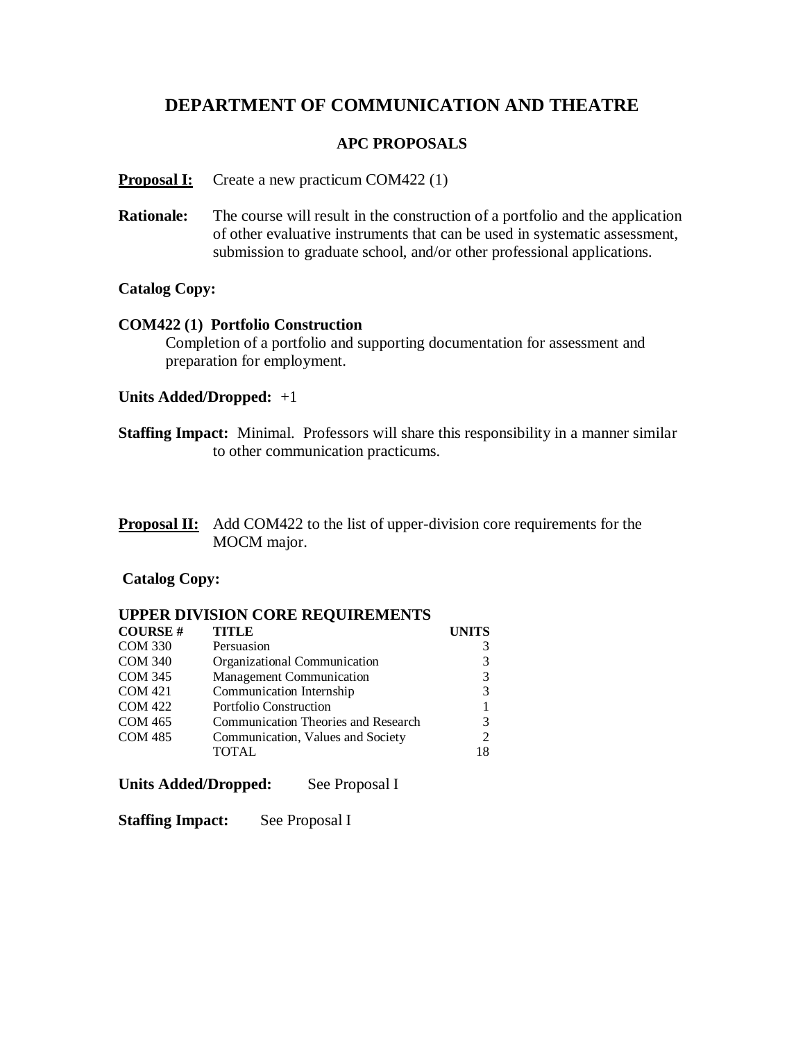# DEPARTMENT OF COMMUNICATION AND THEATRE

## APC PROPOSALS

**Proposal I:** Create a new practicum COM422 (1)

**Rationale:** The course will result in the construction of a portfolio and the application of other evaluative instruments that can be used in systematic assessment, submission to graduate school, and/or other professional applications.

**Catalog Copy:**

**COM422 (1) Portfolio Construction**
Completion of a portfolio and supporting documentation for assessment and preparation for employment.

**Units Added/Dropped:** +1

**Staffing Impact:** Minimal. Professors will share this responsibility in a manner similar to other communication practicums.

**Proposal II:** Add COM422 to the list of upper-division core requirements for the MOCM major.

**Catalog Copy:**

**UPPER DIVISION CORE REQUIREMENTS**

| COURSE # | TITLE | UNITS |
|---|---|---|
| COM 330 | Persuasion | 3 |
| COM 340 | Organizational Communication | 3 |
| COM 345 | Management Communication | 3 |
| COM 421 | Communication Internship | 3 |
| COM 422 | Portfolio Construction | 1 |
| COM 465 | Communication Theories and Research | 3 |
| COM 485 | Communication, Values and Society | 2 |
| | TOTAL | 18 |

**Units Added/Dropped:** See Proposal I

**Staffing Impact:** See Proposal I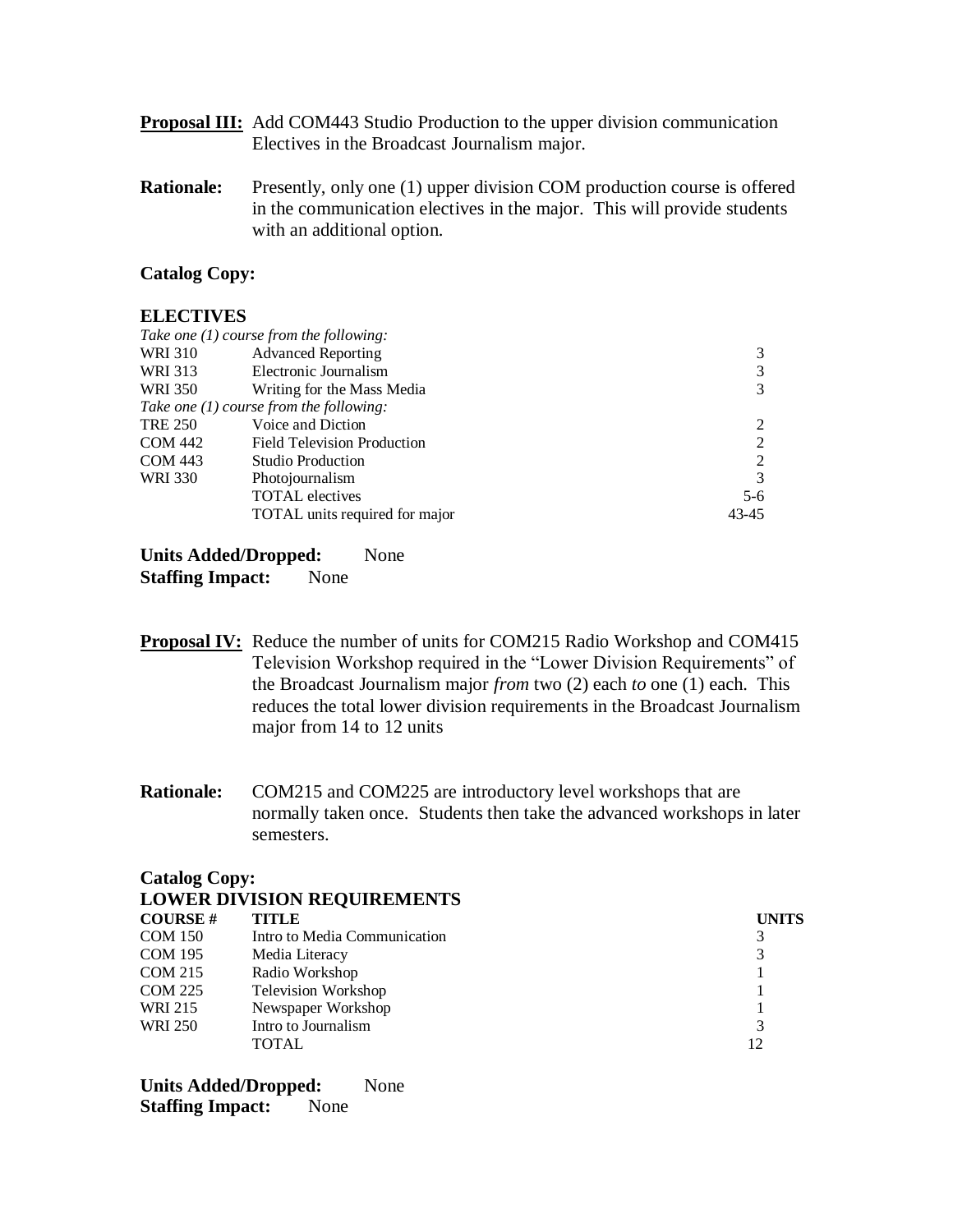**Proposal III:** Add COM443 Studio Production to the upper division communication Electives in the Broadcast Journalism major.

**Rationale:** Presently, only one (1) upper division COM production course is offered in the communication electives in the major. This will provide students with an additional option.

**Catalog Copy:**

**ELECTIVES**

| | | |
|---|---|---|
| *Take one (1) course from the following:* | | |
| WRI 310 | Advanced Reporting | 3 |
| WRI 313 | Electronic Journalism | 3 |
| WRI 350 | Writing for the Mass Media | 3 |
| *Take one (1) course from the following:* | | |
| TRE 250 | Voice and Diction | 2 |
| COM 442 | Field Television Production | 2 |
| COM 443 | Studio Production | 2 |
| WRI 330 | Photojournalism | 3 |
| | TOTAL electives | 5-6 |
| | TOTAL units required for major | 43-45 |

**Units Added/Dropped:** None
**Staffing Impact:** None

**Proposal IV:** Reduce the number of units for COM215 Radio Workshop and COM415 Television Workshop required in the "Lower Division Requirements" of the Broadcast Journalism major *from* two (2) each *to* one (1) each. This reduces the total lower division requirements in the Broadcast Journalism major from 14 to 12 units

**Rationale:** COM215 and COM225 are introductory level workshops that are normally taken once. Students then take the advanced workshops in later semesters.

**Catalog Copy:**
**LOWER DIVISION REQUIREMENTS**

| COURSE # | TITLE | UNITS |
|---|---|---|
| COM 150 | Intro to Media Communication | 3 |
| COM 195 | Media Literacy | 3 |
| COM 215 | Radio Workshop | 1 |
| COM 225 | Television Workshop | 1 |
| WRI 215 | Newspaper Workshop | 1 |
| WRI 250 | Intro to Journalism | 3 |
| | TOTAL | 12 |

**Units Added/Dropped:** None
**Staffing Impact:** None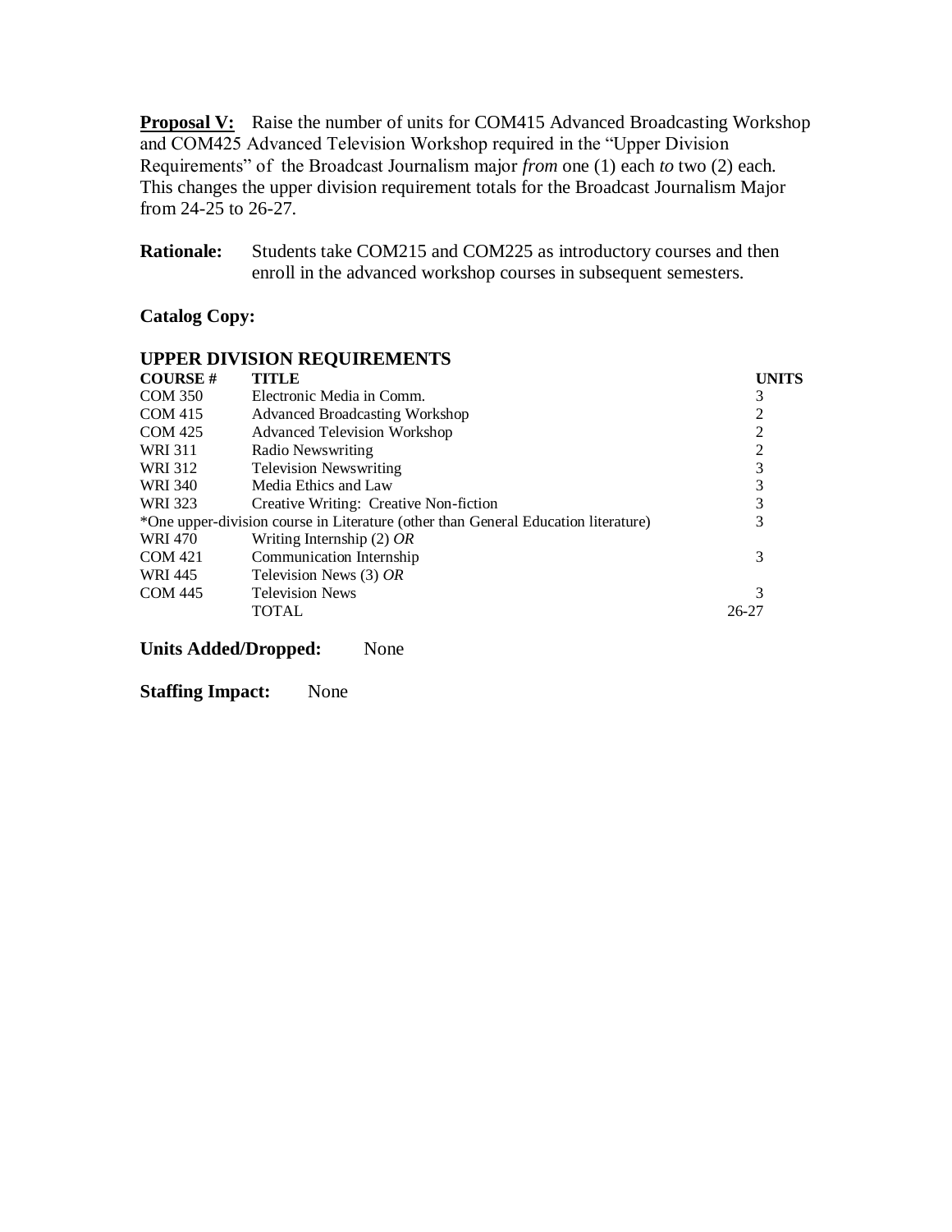**Proposal V:** Raise the number of units for COM415 Advanced Broadcasting Workshop and COM425 Advanced Television Workshop required in the "Upper Division Requirements" of the Broadcast Journalism major *from* one (1) each *to* two (2) each. This changes the upper division requirement totals for the Broadcast Journalism Major from 24-25 to 26-27.

**Rationale:** Students take COM215 and COM225 as introductory courses and then enroll in the advanced workshop courses in subsequent semesters.

**Catalog Copy:**

**UPPER DIVISION REQUIREMENTS**

| COURSE # | TITLE | UNITS |
|---|---|---|
| COM 350 | Electronic Media in Comm. | 3 |
| COM 415 | Advanced Broadcasting Workshop | 2 |
| COM 425 | Advanced Television Workshop | 2 |
| WRI 311 | Radio Newswriting | 2 |
| WRI 312 | Television Newswriting | 3 |
| WRI 340 | Media Ethics and Law | 3 |
| WRI 323 | Creative Writing: Creative Non-fiction | 3 |
| *One upper-division course in Literature (other than General Education literature) | | 3 |
| WRI 470 | Writing Internship (2) *OR* | |
| COM 421 | Communication Internship | 3 |
| WRI 445 | Television News (3) *OR* | |
| COM 445 | Television News | 3 |
| | TOTAL | 26-27 |

**Units Added/Dropped:** None

**Staffing Impact:** None